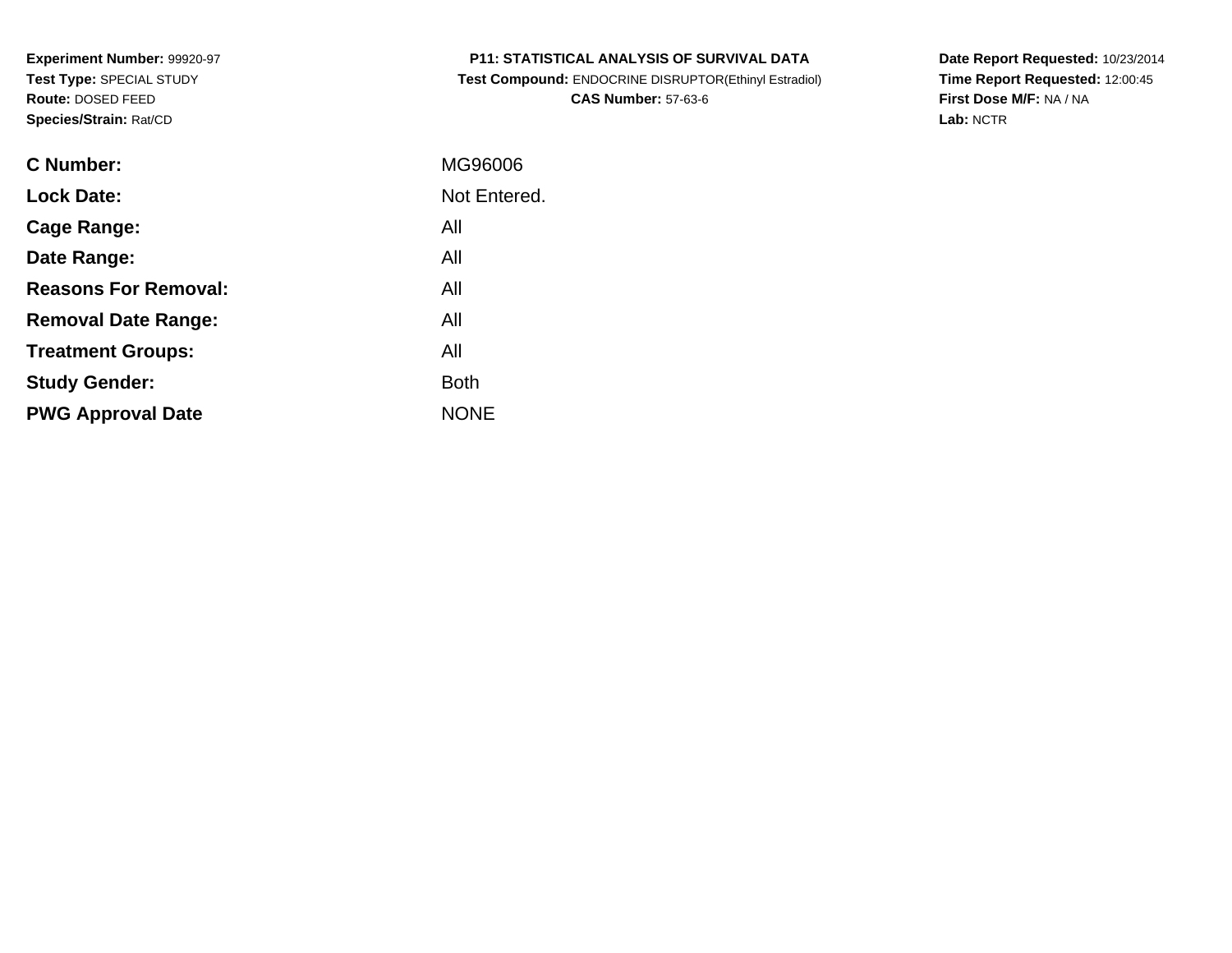**Experiment Number:** 99920-97
**Test Type:** SPECIAL STUDY
**Route:** DOSED FEED
**Species/Strain:** Rat/CD

**P11: STATISTICAL ANALYSIS OF SURVIVAL DATA**
**Test Compound:** ENDOCRINE DISRUPTOR(Ethinyl Estradiol)
**CAS Number:** 57-63-6

**Date Report Requested:** 10/23/2014
**Time Report Requested:** 12:00:45
**First Dose M/F:** NA / NA
**Lab:** NCTR

| | |
|---|---|
| **C Number:** | MG96006 |
| **Lock Date:** | Not Entered. |
| **Cage Range:** | All |
| **Date Range:** | All |
| **Reasons For Removal:** | All |
| **Removal Date Range:** | All |
| **Treatment Groups:** | All |
| **Study Gender:** | Both |
| **PWG Approval Date** | NONE |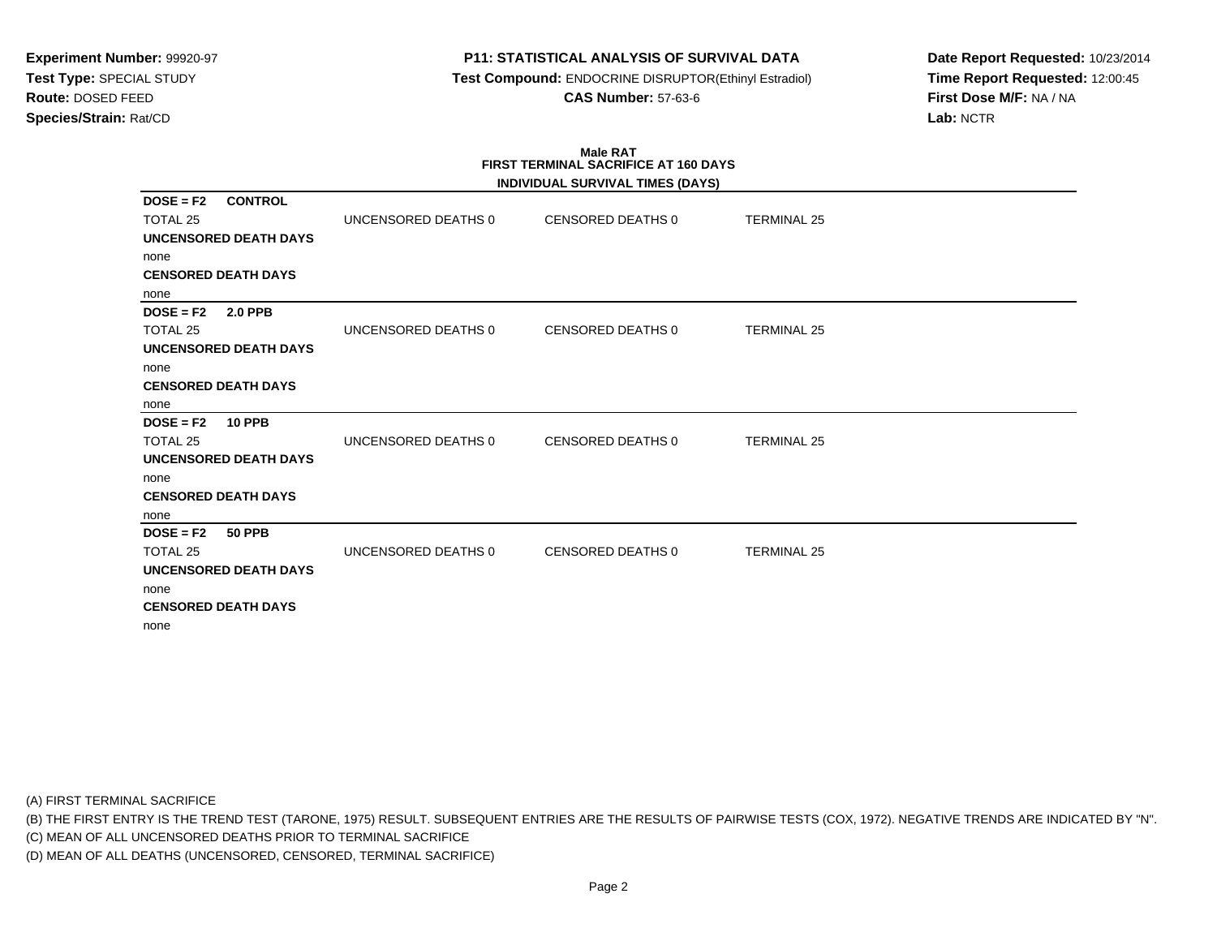**Experiment Number:** 99920-97
**Test Type:** SPECIAL STUDY
**Route:** DOSED FEED
**Species/Strain:** Rat/CD

**P11: STATISTICAL ANALYSIS OF SURVIVAL DATA**
**Test Compound:** ENDOCRINE DISRUPTOR(Ethinyl Estradiol)
**CAS Number:** 57-63-6

**Date Report Requested:** 10/23/2014
**Time Report Requested:** 12:00:45
**First Dose M/F:** NA / NA
**Lab:** NCTR

### Male RAT
### FIRST TERMINAL SACRIFICE AT 160 DAYS
### INDIVIDUAL SURVIVAL TIMES (DAYS)

**DOSE = F2 CONTROL**

| TOTAL 25 | UNCENSORED DEATHS 0 | CENSORED DEATHS 0 | TERMINAL 25 |
|---|---|---|---|

**UNCENSORED DEATH DAYS**
none
**CENSORED DEATH DAYS**
none

**DOSE = F2 2.0 PPB**

| TOTAL 25 | UNCENSORED DEATHS 0 | CENSORED DEATHS 0 | TERMINAL 25 |
|---|---|---|---|

**UNCENSORED DEATH DAYS**
none
**CENSORED DEATH DAYS**
none

**DOSE = F2 10 PPB**

| TOTAL 25 | UNCENSORED DEATHS 0 | CENSORED DEATHS 0 | TERMINAL 25 |
|---|---|---|---|

**UNCENSORED DEATH DAYS**
none
**CENSORED DEATH DAYS**
none

**DOSE = F2 50 PPB**

| TOTAL 25 | UNCENSORED DEATHS 0 | CENSORED DEATHS 0 | TERMINAL 25 |
|---|---|---|---|

**UNCENSORED DEATH DAYS**
none
**CENSORED DEATH DAYS**
none

(A) FIRST TERMINAL SACRIFICE
(B) THE FIRST ENTRY IS THE TREND TEST (TARONE, 1975) RESULT. SUBSEQUENT ENTRIES ARE THE RESULTS OF PAIRWISE TESTS (COX, 1972). NEGATIVE TRENDS ARE INDICATED BY "N".
(C) MEAN OF ALL UNCENSORED DEATHS PRIOR TO TERMINAL SACRIFICE
(D) MEAN OF ALL DEATHS (UNCENSORED, CENSORED, TERMINAL SACRIFICE)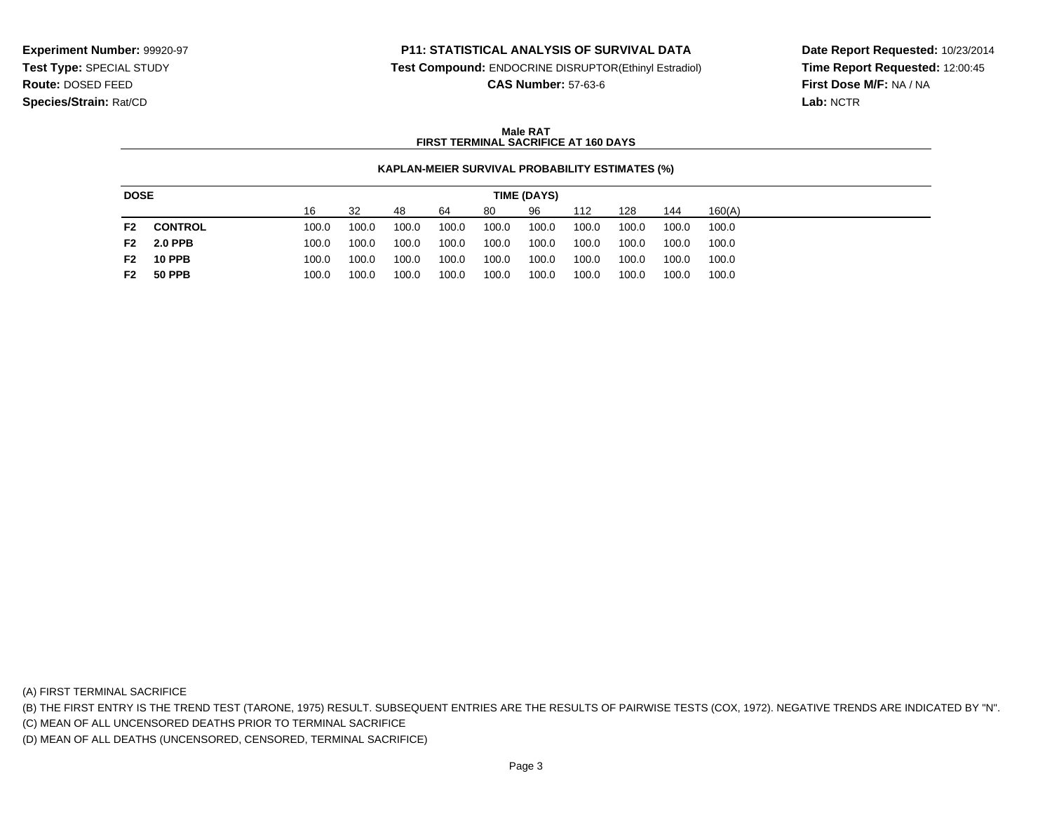**Experiment Number:** 99920-97
**Test Type:** SPECIAL STUDY
**Route:** DOSED FEED
**Species/Strain:** Rat/CD

**P11: STATISTICAL ANALYSIS OF SURVIVAL DATA**
**Test Compound:** ENDOCRINE DISRUPTOR(Ethinyl Estradiol)
**CAS Number:** 57-63-6

**Date Report Requested:** 10/23/2014
**Time Report Requested:** 12:00:45
**First Dose M/F:** NA / NA
**Lab:** NCTR

**Male RAT**
**FIRST TERMINAL SACRIFICE AT 160 DAYS**

**KAPLAN-MEIER SURVIVAL PROBABILITY ESTIMATES (%)**

| DOSE | | TIME (DAYS) | | | | | | | | | |
|---|---|---|---|---|---|---|---|---|---|---|---|
| | | 16 | 32 | 48 | 64 | 80 | 96 | 112 | 128 | 144 | 160(A) |
| **F2** | **CONTROL** | 100.0 | 100.0 | 100.0 | 100.0 | 100.0 | 100.0 | 100.0 | 100.0 | 100.0 | 100.0 |
| **F2** | **2.0 PPB** | 100.0 | 100.0 | 100.0 | 100.0 | 100.0 | 100.0 | 100.0 | 100.0 | 100.0 | 100.0 |
| **F2** | **10 PPB** | 100.0 | 100.0 | 100.0 | 100.0 | 100.0 | 100.0 | 100.0 | 100.0 | 100.0 | 100.0 |
| **F2** | **50 PPB** | 100.0 | 100.0 | 100.0 | 100.0 | 100.0 | 100.0 | 100.0 | 100.0 | 100.0 | 100.0 |

(A) FIRST TERMINAL SACRIFICE
(B) THE FIRST ENTRY IS THE TREND TEST (TARONE, 1975) RESULT. SUBSEQUENT ENTRIES ARE THE RESULTS OF PAIRWISE TESTS (COX, 1972). NEGATIVE TRENDS ARE INDICATED BY "N".
(C) MEAN OF ALL UNCENSORED DEATHS PRIOR TO TERMINAL SACRIFICE
(D) MEAN OF ALL DEATHS (UNCENSORED, CENSORED, TERMINAL SACRIFICE)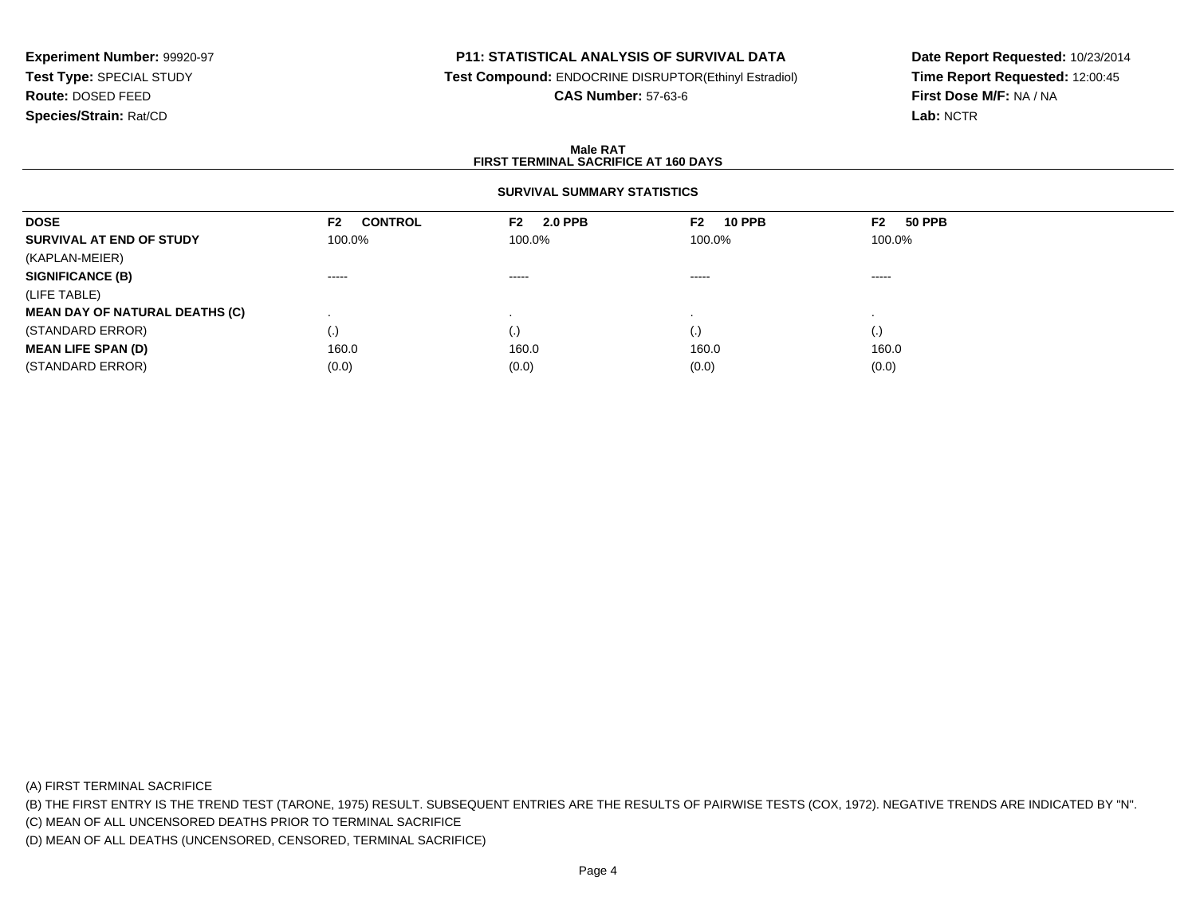**Experiment Number:** 99920-97
**Test Type:** SPECIAL STUDY
**Route:** DOSED FEED
**Species/Strain:** Rat/CD

**P11: STATISTICAL ANALYSIS OF SURVIVAL DATA**
**Test Compound:** ENDOCRINE DISRUPTOR(Ethinyl Estradiol)
**CAS Number:** 57-63-6

**Date Report Requested:** 10/23/2014
**Time Report Requested:** 12:00:45
**First Dose M/F:** NA / NA
**Lab:** NCTR

**Male RAT**
**FIRST TERMINAL SACRIFICE AT 160 DAYS**

**SURVIVAL SUMMARY STATISTICS**

| DOSE | F2 CONTROL | F2 2.0 PPB | F2 10 PPB | F2 50 PPB |
|---|---|---|---|---|
| **SURVIVAL AT END OF STUDY** | 100.0% | 100.0% | 100.0% | 100.0% |
| (KAPLAN-MEIER) | | | | |
| **SIGNIFICANCE (B)** | ----- | ----- | ----- | ----- |
| (LIFE TABLE) | | | | |
| **MEAN DAY OF NATURAL DEATHS (C)** | . | . | . | . |
| (STANDARD ERROR) | (.) | (.) | (.) | (.) |
| **MEAN LIFE SPAN (D)** | 160.0 | 160.0 | 160.0 | 160.0 |
| (STANDARD ERROR) | (0.0) | (0.0) | (0.0) | (0.0) |

(A) FIRST TERMINAL SACRIFICE
(B) THE FIRST ENTRY IS THE TREND TEST (TARONE, 1975) RESULT. SUBSEQUENT ENTRIES ARE THE RESULTS OF PAIRWISE TESTS (COX, 1972). NEGATIVE TRENDS ARE INDICATED BY "N".
(C) MEAN OF ALL UNCENSORED DEATHS PRIOR TO TERMINAL SACRIFICE
(D) MEAN OF ALL DEATHS (UNCENSORED, CENSORED, TERMINAL SACRIFICE)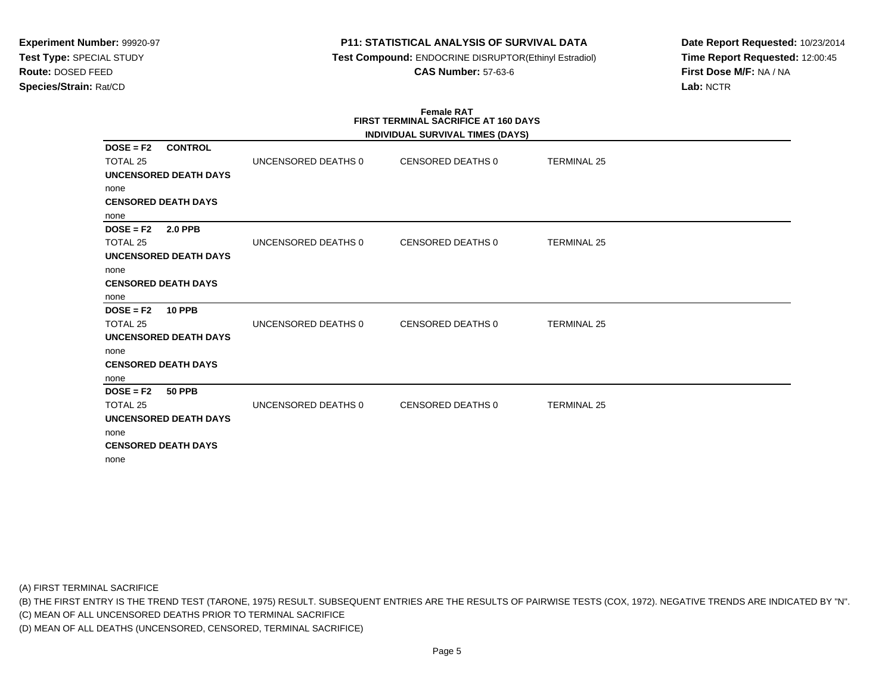**Experiment Number:** 99920-97
**Test Type:** SPECIAL STUDY
**Route:** DOSED FEED
**Species/Strain:** Rat/CD

**P11: STATISTICAL ANALYSIS OF SURVIVAL DATA**
**Test Compound:** ENDOCRINE DISRUPTOR(Ethinyl Estradiol)
**CAS Number:** 57-63-6

**Date Report Requested:** 10/23/2014
**Time Report Requested:** 12:00:45
**First Dose M/F:** NA / NA
**Lab:** NCTR

**Female RAT**
**FIRST TERMINAL SACRIFICE AT 160 DAYS**
**INDIVIDUAL SURVIVAL TIMES (DAYS)**

**DOSE = F2 CONTROL**

TOTAL 25 | UNCENSORED DEATHS 0 | CENSORED DEATHS 0 | TERMINAL 25

**UNCENSORED DEATH DAYS**
none

**CENSORED DEATH DAYS**
none

**DOSE = F2 2.0 PPB**

TOTAL 25 | UNCENSORED DEATHS 0 | CENSORED DEATHS 0 | TERMINAL 25

**UNCENSORED DEATH DAYS**
none

**CENSORED DEATH DAYS**
none

**DOSE = F2 10 PPB**

TOTAL 25 | UNCENSORED DEATHS 0 | CENSORED DEATHS 0 | TERMINAL 25

**UNCENSORED DEATH DAYS**
none

**CENSORED DEATH DAYS**
none

**DOSE = F2 50 PPB**

TOTAL 25 | UNCENSORED DEATHS 0 | CENSORED DEATHS 0 | TERMINAL 25

**UNCENSORED DEATH DAYS**
none

**CENSORED DEATH DAYS**
none

(A) FIRST TERMINAL SACRIFICE
(B) THE FIRST ENTRY IS THE TREND TEST (TARONE, 1975) RESULT. SUBSEQUENT ENTRIES ARE THE RESULTS OF PAIRWISE TESTS (COX, 1972). NEGATIVE TRENDS ARE INDICATED BY "N".
(C) MEAN OF ALL UNCENSORED DEATHS PRIOR TO TERMINAL SACRIFICE
(D) MEAN OF ALL DEATHS (UNCENSORED, CENSORED, TERMINAL SACRIFICE)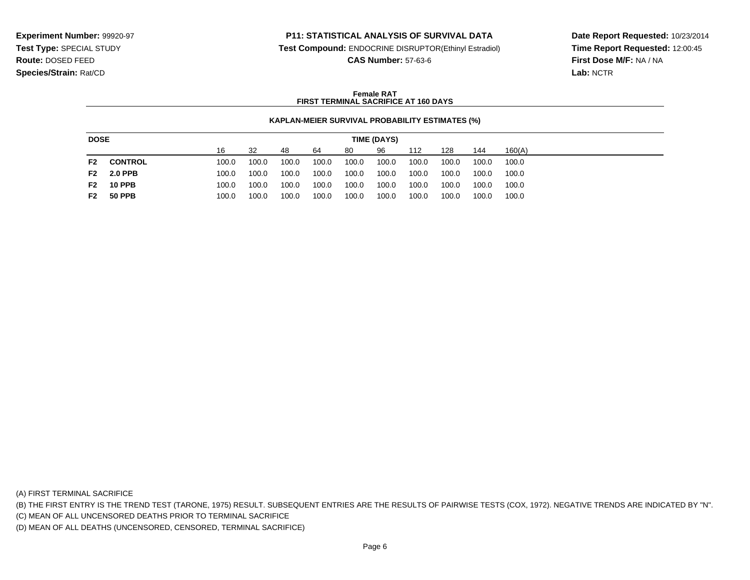**Experiment Number:** 99920-97
**Test Type:** SPECIAL STUDY
**Route:** DOSED FEED
**Species/Strain:** Rat/CD

**P11: STATISTICAL ANALYSIS OF SURVIVAL DATA**
**Test Compound:** ENDOCRINE DISRUPTOR(Ethinyl Estradiol)
**CAS Number:** 57-63-6

**Date Report Requested:** 10/23/2014
**Time Report Requested:** 12:00:45
**First Dose M/F:** NA / NA
**Lab:** NCTR

**Female RAT**
**FIRST TERMINAL SACRIFICE AT 160 DAYS**

**KAPLAN-MEIER SURVIVAL PROBABILITY ESTIMATES (%)**

| DOSE | | TIME (DAYS) | | | | | | | | | |
|---|---|---|---|---|---|---|---|---|---|---|---|
| | | 16 | 32 | 48 | 64 | 80 | 96 | 112 | 128 | 144 | 160(A) |
| **F2** | **CONTROL** | 100.0 | 100.0 | 100.0 | 100.0 | 100.0 | 100.0 | 100.0 | 100.0 | 100.0 | 100.0 |
| **F2** | **2.0 PPB** | 100.0 | 100.0 | 100.0 | 100.0 | 100.0 | 100.0 | 100.0 | 100.0 | 100.0 | 100.0 |
| **F2** | **10 PPB** | 100.0 | 100.0 | 100.0 | 100.0 | 100.0 | 100.0 | 100.0 | 100.0 | 100.0 | 100.0 |
| **F2** | **50 PPB** | 100.0 | 100.0 | 100.0 | 100.0 | 100.0 | 100.0 | 100.0 | 100.0 | 100.0 | 100.0 |

(A) FIRST TERMINAL SACRIFICE
(B) THE FIRST ENTRY IS THE TREND TEST (TARONE, 1975) RESULT. SUBSEQUENT ENTRIES ARE THE RESULTS OF PAIRWISE TESTS (COX, 1972). NEGATIVE TRENDS ARE INDICATED BY "N".
(C) MEAN OF ALL UNCENSORED DEATHS PRIOR TO TERMINAL SACRIFICE
(D) MEAN OF ALL DEATHS (UNCENSORED, CENSORED, TERMINAL SACRIFICE)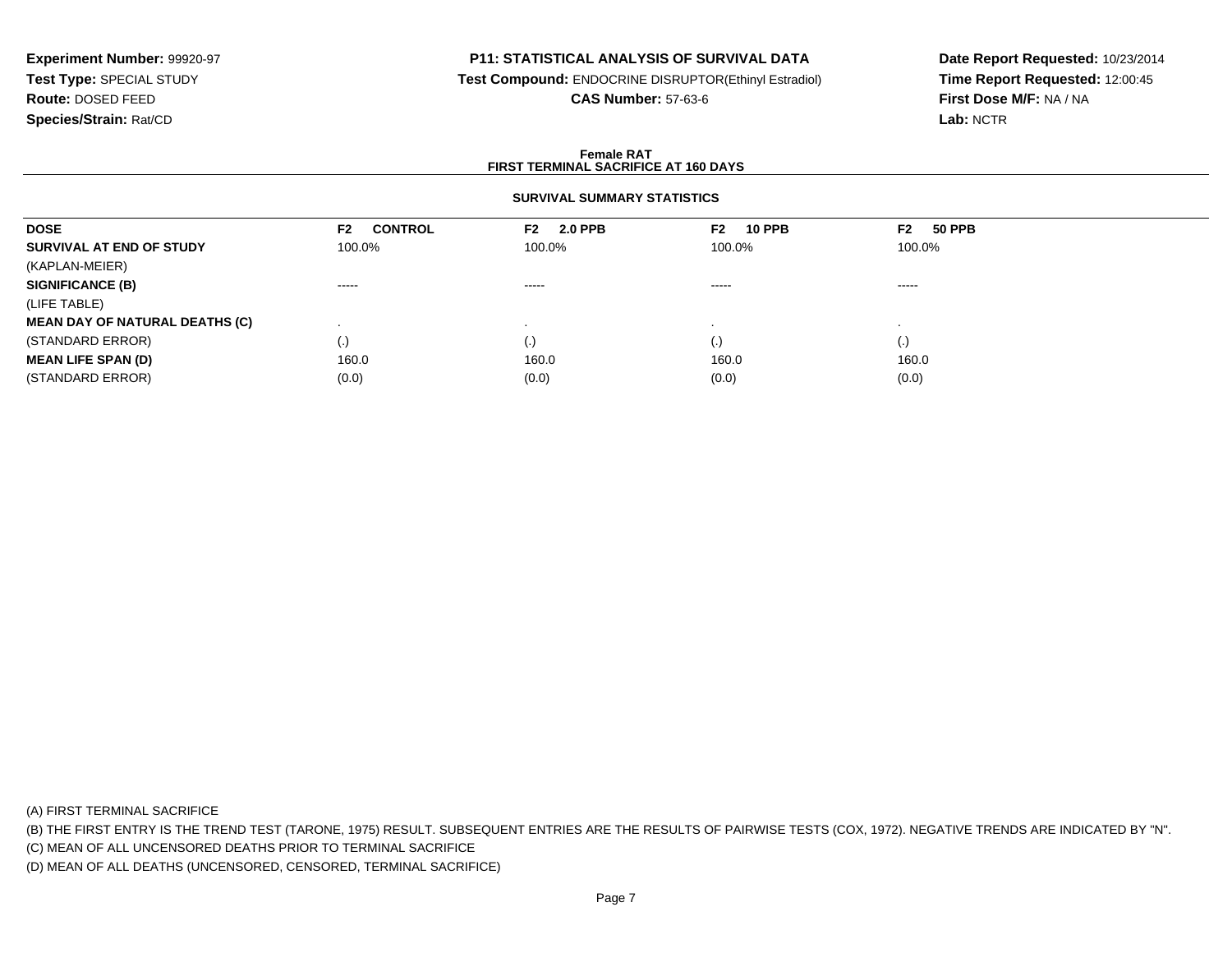**Experiment Number:** 99920-97
**Test Type:** SPECIAL STUDY
**Route:** DOSED FEED
**Species/Strain:** Rat/CD

**P11: STATISTICAL ANALYSIS OF SURVIVAL DATA**
**Test Compound:** ENDOCRINE DISRUPTOR(Ethinyl Estradiol)
**CAS Number:** 57-63-6

**Date Report Requested:** 10/23/2014
**Time Report Requested:** 12:00:45
**First Dose M/F:** NA / NA
**Lab:** NCTR

**Female RAT**
**FIRST TERMINAL SACRIFICE AT 160 DAYS**

**SURVIVAL SUMMARY STATISTICS**

| DOSE | F2 CONTROL | F2 2.0 PPB | F2 10 PPB | F2 50 PPB |
|---|---|---|---|---|
| **SURVIVAL AT END OF STUDY** | 100.0% | 100.0% | 100.0% | 100.0% |
| (KAPLAN-MEIER) | | | | |
| **SIGNIFICANCE (B)** | ----- | ----- | ----- | ----- |
| (LIFE TABLE) | | | | |
| **MEAN DAY OF NATURAL DEATHS (C)** | . | . | . | . |
| (STANDARD ERROR) | (.) | (.) | (.) | (.) |
| **MEAN LIFE SPAN (D)** | 160.0 | 160.0 | 160.0 | 160.0 |
| (STANDARD ERROR) | (0.0) | (0.0) | (0.0) | (0.0) |

(A) FIRST TERMINAL SACRIFICE
(B) THE FIRST ENTRY IS THE TREND TEST (TARONE, 1975) RESULT. SUBSEQUENT ENTRIES ARE THE RESULTS OF PAIRWISE TESTS (COX, 1972). NEGATIVE TRENDS ARE INDICATED BY "N".
(C) MEAN OF ALL UNCENSORED DEATHS PRIOR TO TERMINAL SACRIFICE
(D) MEAN OF ALL DEATHS (UNCENSORED, CENSORED, TERMINAL SACRIFICE)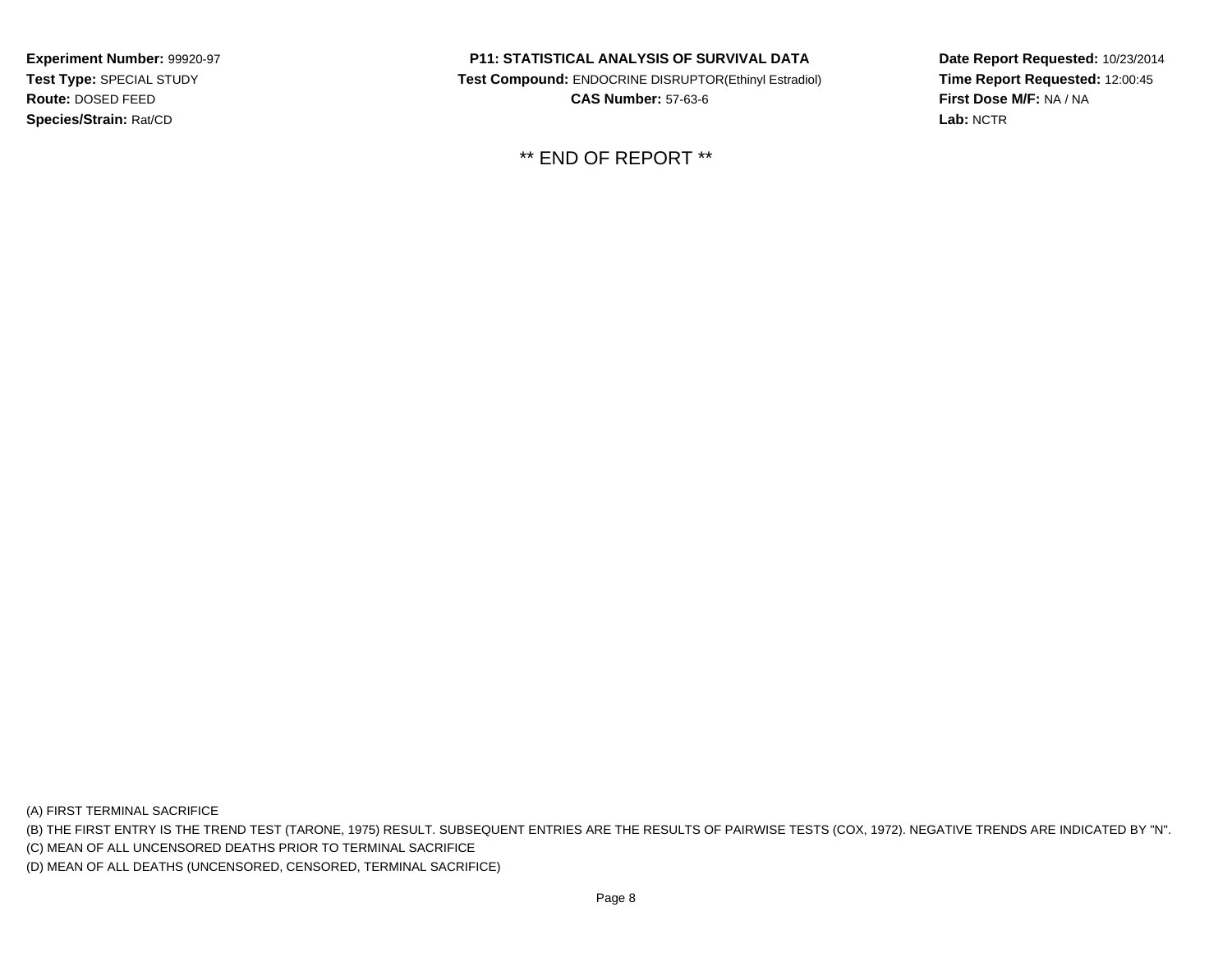**Experiment Number:** 99920-97
**Test Type:** SPECIAL STUDY
**Route:** DOSED FEED
**Species/Strain:** Rat/CD

**P11: STATISTICAL ANALYSIS OF SURVIVAL DATA**
**Test Compound:** ENDOCRINE DISRUPTOR(Ethinyl Estradiol)
**CAS Number:** 57-63-6

**Date Report Requested:** 10/23/2014
**Time Report Requested:** 12:00:45
**First Dose M/F:** NA / NA
**Lab:** NCTR

\*\* END OF REPORT \*\*

(A) FIRST TERMINAL SACRIFICE
(B) THE FIRST ENTRY IS THE TREND TEST (TARONE, 1975) RESULT. SUBSEQUENT ENTRIES ARE THE RESULTS OF PAIRWISE TESTS (COX, 1972). NEGATIVE TRENDS ARE INDICATED BY "N".
(C) MEAN OF ALL UNCENSORED DEATHS PRIOR TO TERMINAL SACRIFICE
(D) MEAN OF ALL DEATHS (UNCENSORED, CENSORED, TERMINAL SACRIFICE)